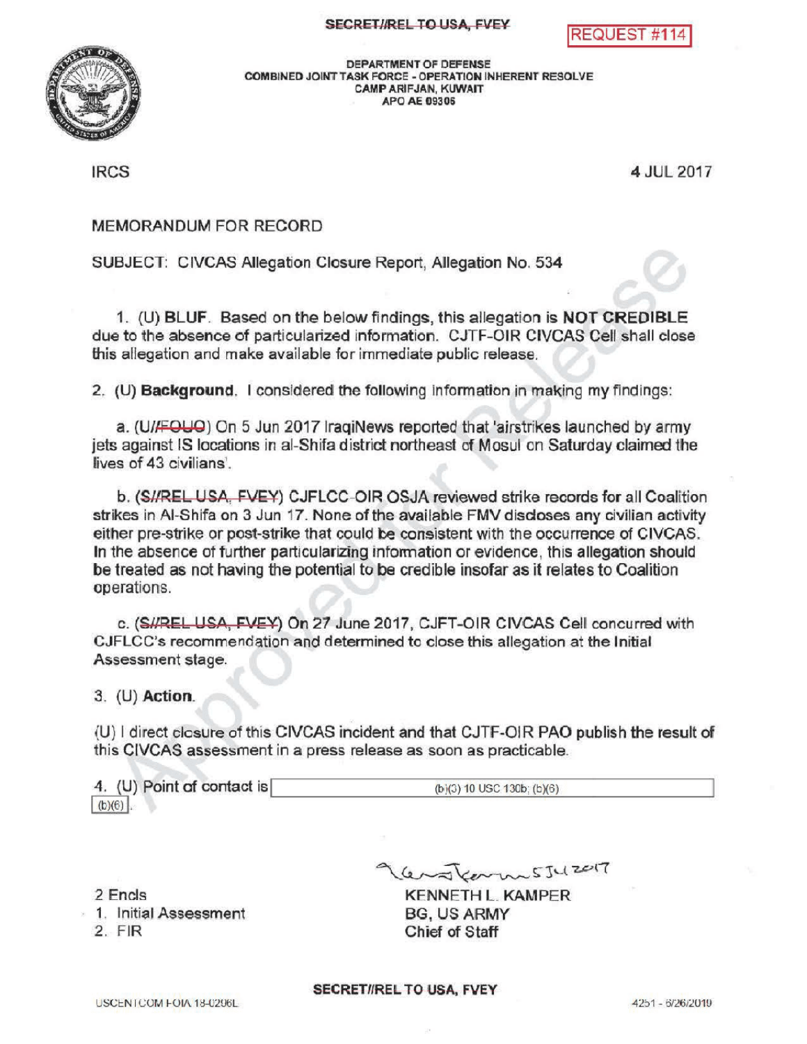SECRET//REL TO USA, FVEY

REQUEST #114

DEPARTMENT OF DEFENSE
COMBINED JOINT TASK FORCE - OPERATION INHERENT RESOLVE
CAMP ARIFJAN, KUWAIT
APO AE 09306

IRCS

4 JUL 2017

MEMORANDUM FOR RECORD

SUBJECT: CIVCAS Allegation Closure Report, Allegation No. 534

1. (U) **BLUF**. Based on the below findings, this allegation is **NOT CREDIBLE** due to the absence of particularized information. CJTF-OIR CIVCAS Cell shall close this allegation and make available for immediate public release.

2. (U) **Background**. I considered the following information in making my findings:

   a. (U//~~FOUO~~) On 5 Jun 2017 IraqiNews reported that 'airstrikes launched by army jets against IS locations in al-Shifa district northeast of Mosul on Saturday claimed the lives of 43 civilians'.

   b. (~~S//REL USA, FVEY~~) CJFLCC-OIR OSJA reviewed strike records for all Coalition strikes in Al-Shifa on 3 Jun 17. None of the available FMV discloses any civilian activity either pre-strike or post-strike that could be consistent with the occurrence of CIVCAS. In the absence of further particularizing information or evidence, this allegation should be treated as not having the potential to be credible insofar as it relates to Coalition operations.

   c. (~~S//REL USA, FVEY~~) On 27 June 2017, CJFT-OIR CIVCAS Cell concurred with CJFLCC's recommendation and determined to close this allegation at the Initial Assessment stage.

3. (U) **Action**.

(U) I direct closure of this CIVCAS incident and that CJTF-OIR PAO publish the result of this CIVCAS assessment in a press release as soon as practicable.

4. (U) Point of contact is (b)(3) 10 USC 130b; (b)(6) (b)(6).

2 Encls
1. Initial Assessment
2. FIR

[signature] 5 Jul 2017
KENNETH L. KAMPER
BG, US ARMY
Chief of Staff

SECRET//REL TO USA, FVEY

USCENTCOM FOIA 18-0296L

4251 - 6/26/2019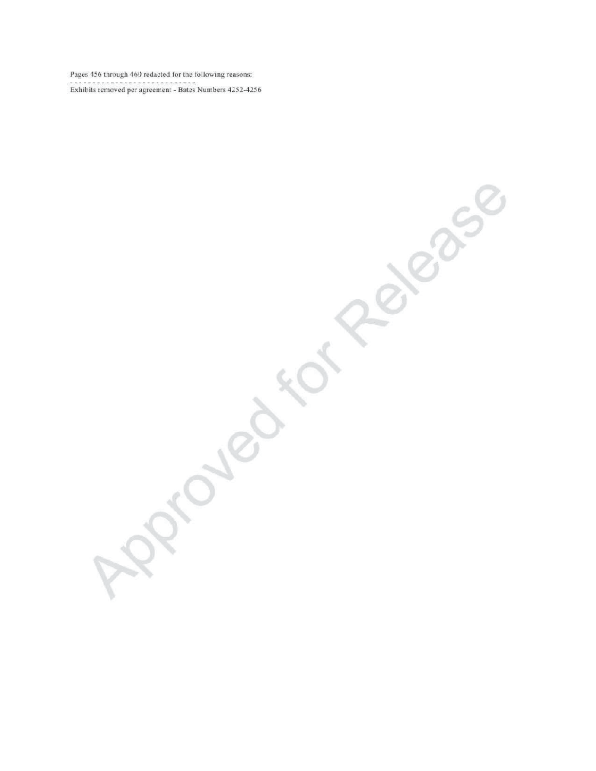Pages 456 through 460 redacted for the following reasons:

- - - - - - - - - - - - - - - - - - - - - - - - - - -

Exhibits removed per agreement - Bates Numbers 4252-4256